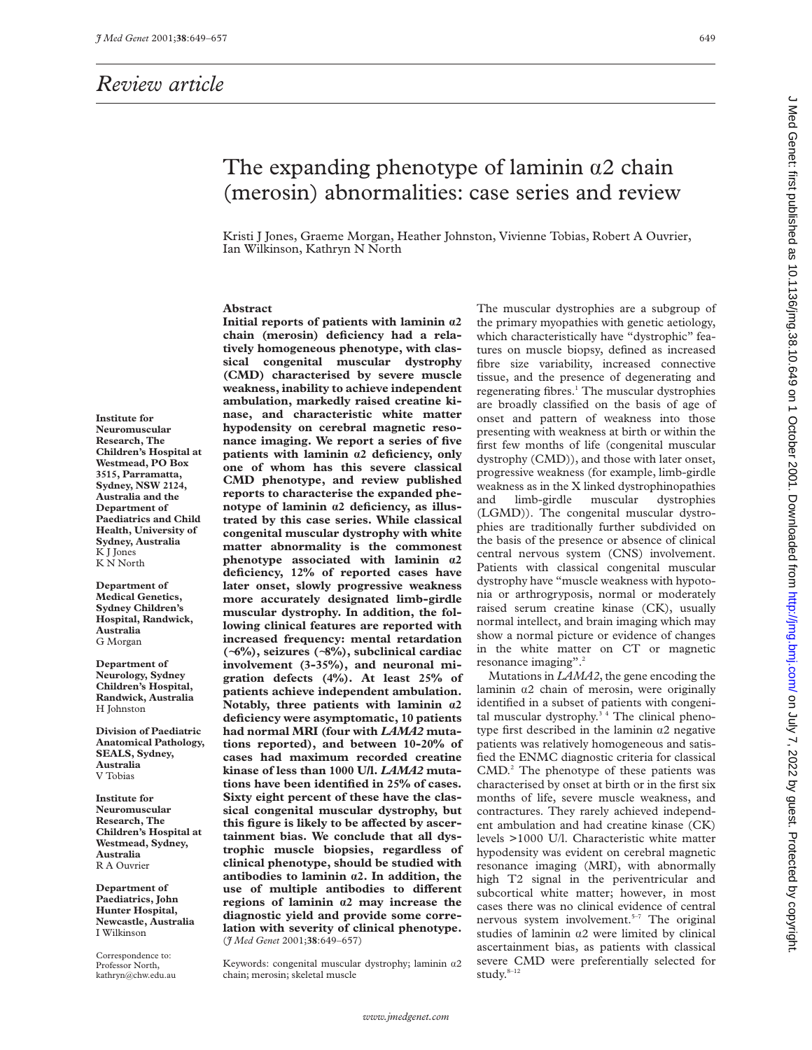# Review article

# The expanding phenotype of laminin α2 chain (merosin) abnormalities: case series and review

Kristi J Jones, Graeme Morgan, Heather Johnston, Vivienne Tobias, Robert A Ouvrier, Ian Wilkinson, Kathryn N North

Institute for Neuromuscular Research, The Children's Hospital at Westmead, PO Box 3515, Parramatta, Sydney, NSW 2124, Australia and the Department of Paediatrics and Child Health, University of Sydney, Australia
K J Jones
K N North

Department of Medical Genetics, Sydney Children's Hospital, Randwick, Australia
G Morgan

Department of Neurology, Sydney Children's Hospital, Randwick, Australia
H Johnston

Division of Paediatric Anatomical Pathology, SEALS, Sydney, Australia
V Tobias

Institute for Neuromuscular Research, The Children's Hospital at Westmead, Sydney, Australia
R A Ouvrier

Department of Paediatrics, John Hunter Hospital, Newcastle, Australia
I Wilkinson

Correspondence to: Professor North, kathryn@chw.edu.au

## Abstract

**Initial reports of patients with laminin α2 chain (merosin) deficiency had a relatively homogeneous phenotype, with classical congenital muscular dystrophy (CMD) characterised by severe muscle weakness, inability to achieve independent ambulation, markedly raised creatine kinase, and characteristic white matter hypodensity on cerebral magnetic resonance imaging. We report a series of five patients with laminin α2 deficiency, only one of whom has this severe classical CMD phenotype, and review published reports to characterise the expanded phenotype of laminin α2 deficiency, as illustrated by this case series. While classical congenital muscular dystrophy with white matter abnormality is the commonest phenotype associated with laminin α2 deficiency, 12% of reported cases have later onset, slowly progressive weakness more accurately designated limb-girdle muscular dystrophy. In addition, the following clinical features are reported with increased frequency: mental retardation (~6%), seizures (~8%), subclinical cardiac involvement (3-35%), and neuronal migration defects (4%). At least 25% of patients achieve independent ambulation. Notably, three patients with laminin α2 deficiency were asymptomatic, 10 patients had normal MRI (four with *LAMA2* mutations reported), and between 10-20% of cases had maximum recorded creatine kinase of less than 1000 U/l. *LAMA2* mutations have been identified in 25% of cases. Sixty eight percent of these have the classical congenital muscular dystrophy, but this figure is likely to be affected by ascertainment bias. We conclude that all dystrophic muscle biopsies, regardless of clinical phenotype, should be studied with antibodies to laminin α2. In addition, the use of multiple antibodies to different regions of laminin α2 may increase the diagnostic yield and provide some correlation with severity of clinical phenotype.**
(*J Med Genet* 2001;**38**:649–657)

Keywords: congenital muscular dystrophy; laminin α2 chain; merosin; skeletal muscle

The muscular dystrophies are a subgroup of the primary myopathies with genetic aetiology, which characteristically have "dystrophic" features on muscle biopsy, defined as increased fibre size variability, increased connective tissue, and the presence of degenerating and regenerating fibres.[1] The muscular dystrophies are broadly classified on the basis of age of onset and pattern of weakness into those presenting with weakness at birth or within the first few months of life (congenital muscular dystrophy (CMD)), and those with later onset, progressive weakness (for example, limb-girdle weakness as in the X linked dystrophinopathies and limb-girdle muscular dystrophies (LGMD)). The congenital muscular dystrophies are traditionally further subdivided on the basis of the presence or absence of clinical central nervous system (CNS) involvement. Patients with classical congenital muscular dystrophy have "muscle weakness with hypotonia or arthrogryposis, normal or moderately raised serum creatine kinase (CK), usually normal intellect, and brain imaging which may show a normal picture or evidence of changes in the white matter on CT or magnetic resonance imaging".[2]

Mutations in *LAMA2*, the gene encoding the laminin α2 chain of merosin, were originally identified in a subset of patients with congenital muscular dystrophy.[3,4] The clinical phenotype first described in the laminin α2 negative patients was relatively homogeneous and satisfied the ENMC diagnostic criteria for classical CMD.[2] The phenotype of these patients was characterised by onset at birth or in the first six months of life, severe muscle weakness, and contractures. They rarely achieved independent ambulation and had creatine kinase (CK) levels >1000 U/l. Characteristic white matter hypodensity was evident on cerebral magnetic resonance imaging (MRI), with abnormally high T2 signal in the periventricular and subcortical white matter; however, in most cases there was no clinical evidence of central nervous system involvement.[5-7] The original studies of laminin α2 were limited by clinical ascertainment bias, as patients with classical severe CMD were preferentially selected for study.[8-12]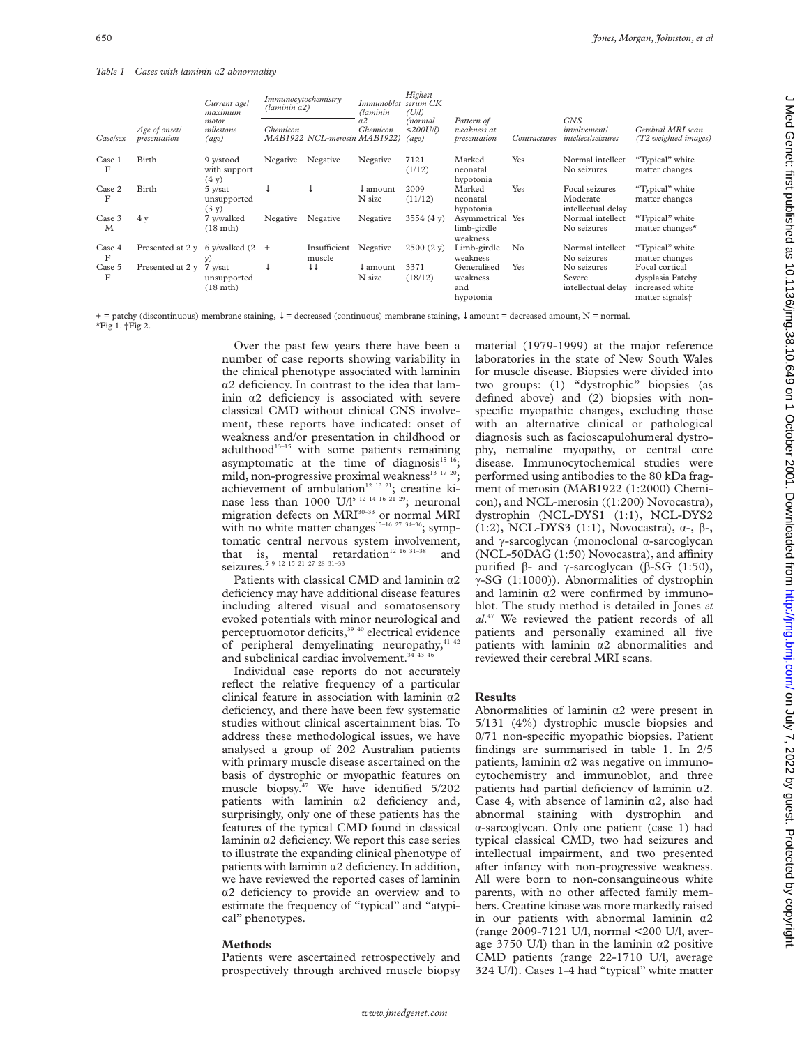*Table 1 Cases with laminin α2 abnormality*

| Case/sex | Age of onset/ presentation | Current age/ maximum motor milestone (age) | Immunocytochemistry (laminin α2) | | Immunoblot (laminin α2 Chemicon MAB1922) | Highest serum CK (U/l) (normal <200U/l) (age) | Pattern of weakness at presentation | Contractures | CNS involvement/ intellect/seizures | Cerebral MRI scan (T2 weighted images) |
|---|---|---|---|---|---|---|---|---|---|---|
| | | | Chemicon MAB1922 | NCL-merosin | | | | | | |
| Case 1 F | Birth | 9 y/stood with support (4 y) | Negative | Negative | Negative | 7121 (1/12) | Marked neonatal hypotonia | Yes | Normal intellect No seizures | "Typical" white matter changes |
| Case 2 F | Birth | 5 y/sat unsupported (3 y) | ↓ | ↓ | ↓ amount N size | 2009 (11/12) | Marked neonatal hypotonia | Yes | Focal seizures Moderate intellectual delay | "Typical" white matter changes |
| Case 3 M | 4 y | 7 y/walked (18 mth) | Negative | Negative | Negative | 3554 (4 y) | Asymmetrical limb-girdle weakness | Yes | Normal intellect No seizures | "Typical" white matter changes* |
| Case 4 F | Presented at 2 y | 6 y/walked (2 y) | + | Insufficient muscle | Negative | 2500 (2 y) | Limb-girdle weakness | No | Normal intellect No seizures | "Typical" white matter changes |
| Case 5 F | Presented at 2 y | 7 y/sat unsupported (18 mth) | ↓ | ↓↓ | ↓ amount N size | 3371 (18/12) | Generalised weakness and hypotonia | Yes | No seizures Severe intellectual delay | Focal cortical dysplasia Patchy increased white matter signals† |

+ = patchy (discontinuous) membrane staining, ↓ = decreased (continuous) membrane staining, ↓ amount = decreased amount, N = normal.
*Fig 1. †Fig 2.

Over the past few years there have been a number of case reports showing variability in the clinical phenotype associated with laminin α2 deficiency. In contrast to the idea that laminin α2 deficiency is associated with severe classical CMD without clinical CNS involvement, these reports have indicated: onset of weakness and/or presentation in childhood or adulthood[13–15] with some patients remaining asymptomatic at the time of diagnosis[15 16]; mild, non-progressive proximal weakness[13 17–20]; achievement of ambulation[12 13 21]; creatine kinase less than 1000 U/l[5 12 14 16 21–29]; neuronal migration defects on MRI[30–33] or normal MRI with no white matter changes[15–16 27 34–36]; symptomatic central nervous system involvement, that is, mental retardation[12 16 31–38] and seizures.[5 9 12 15 21 27 28 31–33]

Patients with classical CMD and laminin α2 deficiency may have additional disease features including altered visual and somatosensory evoked potentials with minor neurological and perceptuomotor deficits,[39 40] electrical evidence of peripheral demyelinating neuropathy,[41 42] and subclinical cardiac involvement.[34 43–46]

Individual case reports do not accurately reflect the relative frequency of a particular clinical feature in association with laminin α2 deficiency, and there have been few systematic studies without clinical ascertainment bias. To address these methodological issues, we have analysed a group of 202 Australian patients with primary muscle disease ascertained on the basis of dystrophic or myopathic features on muscle biopsy.[47] We have identified 5/202 patients with laminin α2 deficiency and, surprisingly, only one of these patients has the features of the typical CMD found in classical laminin α2 deficiency. We report this case series to illustrate the expanding clinical phenotype of patients with laminin α2 deficiency. In addition, we have reviewed the reported cases of laminin α2 deficiency to provide an overview and to estimate the frequency of "typical" and "atypical" phenotypes.

## Methods

Patients were ascertained retrospectively and prospectively through archived muscle biopsy material (1979-1999) at the major reference laboratories in the state of New South Wales for muscle disease. Biopsies were divided into two groups: (1) "dystrophic" biopsies (as defined above) and (2) biopsies with non-specific myopathic changes, excluding those with an alternative clinical or pathological diagnosis such as facioscapulohumeral dystrophy, nemaline myopathy, or central core disease. Immunocytochemical studies were performed using antibodies to the 80 kDa fragment of merosin (MAB1922 (1:2000) Chemicon), and NCL-merosin ((1:200) Novocastra), dystrophin (NCL-DYS1 (1:1), NCL-DYS2 (1:2), NCL-DYS3 (1:1), Novocastra), α-, β-, and γ-sarcoglycan (monoclonal α-sarcoglycan (NCL-50DAG (1:50) Novocastra), and affinity purified β- and γ-sarcoglycan (β-SG (1:50), γ-SG (1:1000)). Abnormalities of dystrophin and laminin α2 were confirmed by immunoblot. The study method is detailed in Jones *et al*.[47] We reviewed the patient records of all patients and personally examined all five patients with laminin α2 abnormalities and reviewed their cerebral MRI scans.

## Results

Abnormalities of laminin α2 were present in 5/131 (4%) dystrophic muscle biopsies and 0/71 non-specific myopathic biopsies. Patient findings are summarised in table 1. In 2/5 patients, laminin α2 was negative on immunocytochemistry and immunoblot, and three patients had partial deficiency of laminin α2. Case 4, with absence of laminin α2, also had abnormal staining with dystrophin and α-sarcoglycan. Only one patient (case 1) had typical classical CMD, two had seizures and intellectual impairment, and two presented after infancy with non-progressive weakness. All were born to non-consanguineous white parents, with no other affected family members. Creatine kinase was more markedly raised in our patients with abnormal laminin α2 (range 2009-7121 U/l, normal <200 U/l, average 3750 U/l) than in the laminin α2 positive CMD patients (range 22-1710 U/l, average 324 U/l). Cases 1-4 had "typical" white matter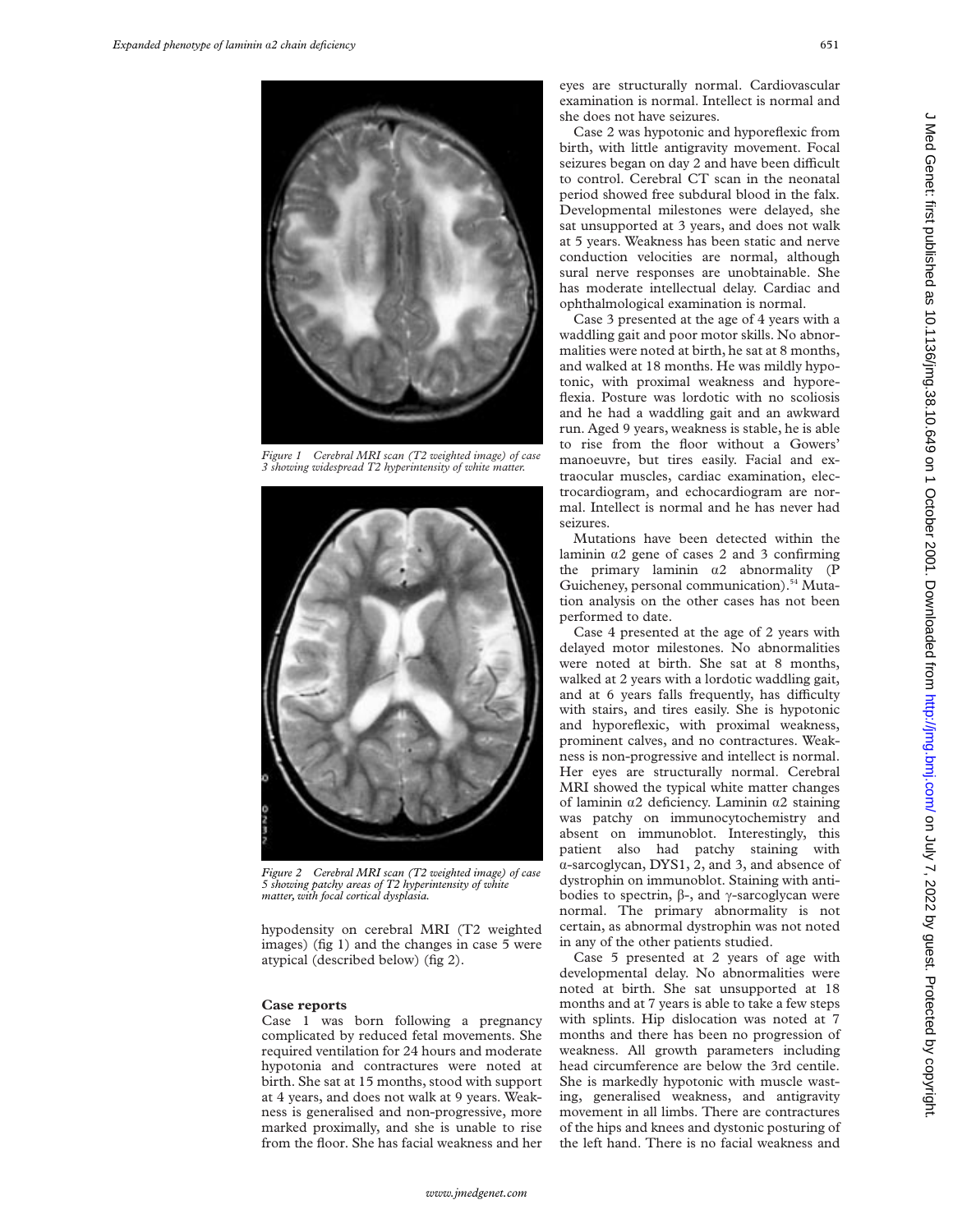Figure 1 Cerebral MRI scan (T2 weighted image) of case 3 showing widespread T2 hyperintensity of white matter.

Figure 2 Cerebral MRI scan (T2 weighted image) of case 5 showing patchy areas of T2 hyperintensity of white matter, with focal cortical dysplasia.

hypodensity on cerebral MRI (T2 weighted images) (fig 1) and the changes in case 5 were atypical (described below) (fig 2).

## Case reports

Case 1 was born following a pregnancy complicated by reduced fetal movements. She required ventilation for 24 hours and moderate hypotonia and contractures were noted at birth. She sat at 15 months, stood with support at 4 years, and does not walk at 9 years. Weakness is generalised and non-progressive, more marked proximally, and she is unable to rise from the floor. She has facial weakness and her eyes are structurally normal. Cardiovascular examination is normal. Intellect is normal and she does not have seizures.

Case 2 was hypotonic and hyporeflexic from birth, with little antigravity movement. Focal seizures began on day 2 and have been difficult to control. Cerebral CT scan in the neonatal period showed free subdural blood in the falx. Developmental milestones were delayed, she sat unsupported at 3 years, and does not walk at 5 years. Weakness has been static and nerve conduction velocities are normal, although sural nerve responses are unobtainable. She has moderate intellectual delay. Cardiac and ophthalmological examination is normal.

Case 3 presented at the age of 4 years with a waddling gait and poor motor skills. No abnormalities were noted at birth, he sat at 8 months, and walked at 18 months. He was mildly hypotonic, with proximal weakness and hyporeflexia. Posture was lordotic with no scoliosis and he had a waddling gait and an awkward run. Aged 9 years, weakness is stable, he is able to rise from the floor without a Gowers' manoeuvre, but tires easily. Facial and extraocular muscles, cardiac examination, electrocardiogram, and echocardiogram are normal. Intellect is normal and he has never had seizures.

Mutations have been detected within the laminin α2 gene of cases 2 and 3 confirming the primary laminin α2 abnormality (P Guicheney, personal communication).[54] Mutation analysis on the other cases has not been performed to date.

Case 4 presented at the age of 2 years with delayed motor milestones. No abnormalities were noted at birth. She sat at 8 months, walked at 2 years with a lordotic waddling gait, and at 6 years falls frequently, has difficulty with stairs, and tires easily. She is hypotonic and hyporeflexic, with proximal weakness, prominent calves, and no contractures. Weakness is non-progressive and intellect is normal. Her eyes are structurally normal. Cerebral MRI showed the typical white matter changes of laminin α2 deficiency. Laminin α2 staining was patchy on immunocytochemistry and absent on immunoblot. Interestingly, this patient also had patchy staining with α-sarcoglycan, DYS1, 2, and 3, and absence of dystrophin on immunoblot. Staining with antibodies to spectrin, β-, and γ-sarcoglycan were normal. The primary abnormality is not certain, as abnormal dystrophin was not noted in any of the other patients studied.

Case 5 presented at 2 years of age with developmental delay. No abnormalities were noted at birth. She sat unsupported at 18 months and at 7 years is able to take a few steps with splints. Hip dislocation was noted at 7 months and there has been no progression of weakness. All growth parameters including head circumference are below the 3rd centile. She is markedly hypotonic with muscle wasting, generalised weakness, and antigravity movement in all limbs. There are contractures of the hips and knees and dystonic posturing of the left hand. There is no facial weakness and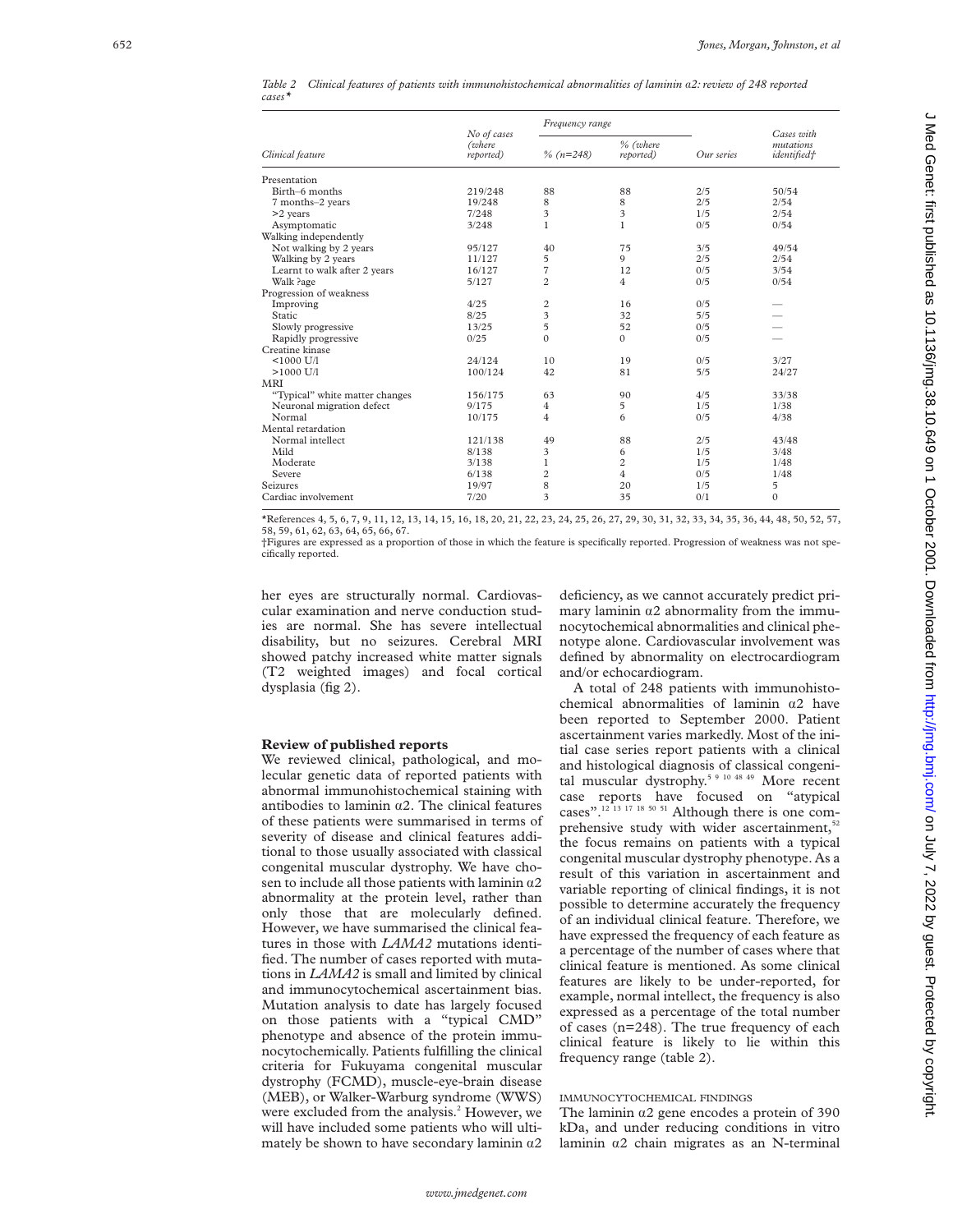*Table 2 Clinical features of patients with immunohistochemical abnormalities of laminin α2: review of 248 reported cases**

| Clinical feature | No of cases (where reported) | Frequency range | | Our series | Cases with mutations identified† |
|---|---|---|---|---|---|
| | | % (n=248) | % (where reported) | | |
| Presentation | | | | | |
| Birth–6 months | 219/248 | 88 | 88 | 2/5 | 50/54 |
| 7 months–2 years | 19/248 | 8 | 8 | 2/5 | 2/54 |
| >2 years | 7/248 | 3 | 3 | 1/5 | 2/54 |
| Asymptomatic | 3/248 | 1 | 1 | 0/5 | 0/54 |
| Walking independently | | | | | |
| Not walking by 2 years | 95/127 | 40 | 75 | 3/5 | 49/54 |
| Walking by 2 years | 11/127 | 5 | 9 | 2/5 | 2/54 |
| Learnt to walk after 2 years | 16/127 | 7 | 12 | 0/5 | 3/54 |
| Walk ?age | 5/127 | 2 | 4 | 0/5 | 0/54 |
| Progression of weakness | | | | | |
| Improving | 4/25 | 2 | 16 | 0/5 | — |
| Static | 8/25 | 3 | 32 | 5/5 | — |
| Slowly progressive | 13/25 | 5 | 52 | 0/5 | — |
| Rapidly progressive | 0/25 | 0 | 0 | 0/5 | — |
| Creatine kinase | | | | | |
| <1000 U/l | 24/124 | 10 | 19 | 0/5 | 3/27 |
| >1000 U/l | 100/124 | 42 | 81 | 5/5 | 24/27 |
| MRI | | | | | |
| "Typical" white matter changes | 156/175 | 63 | 90 | 4/5 | 33/38 |
| Neuronal migration defect | 9/175 | 4 | 5 | 1/5 | 1/38 |
| Normal | 10/175 | 4 | 6 | 0/5 | 4/38 |
| Mental retardation | | | | | |
| Normal intellect | 121/138 | 49 | 88 | 2/5 | 43/48 |
| Mild | 8/138 | 3 | 6 | 1/5 | 3/48 |
| Moderate | 3/138 | 1 | 2 | 1/5 | 1/48 |
| Severe | 6/138 | 2 | 4 | 0/5 | 1/48 |
| Seizures | 19/97 | 8 | 20 | 1/5 | 5 |
| Cardiac involvement | 7/20 | 3 | 35 | 0/1 | 0 |

*References 4, 5, 6, 7, 9, 11, 12, 13, 14, 15, 16, 18, 20, 21, 22, 23, 24, 25, 26, 27, 29, 30, 31, 32, 33, 34, 35, 36, 44, 48, 50, 52, 57, 58, 59, 61, 62, 63, 64, 65, 66, 67.

†Figures are expressed as a proportion of those in which the feature is specifically reported. Progression of weakness was not specifically reported.

her eyes are structurally normal. Cardiovascular examination and nerve conduction studies are normal. She has severe intellectual disability, but no seizures. Cerebral MRI showed patchy increased white matter signals (T2 weighted images) and focal cortical dysplasia (fig 2).

## Review of published reports

We reviewed clinical, pathological, and molecular genetic data of reported patients with abnormal immunohistochemical staining with antibodies to laminin α2. The clinical features of these patients were summarised in terms of severity of disease and clinical features additional to those usually associated with classical congenital muscular dystrophy. We have chosen to include all those patients with laminin α2 abnormality at the protein level, rather than only those that are molecularly defined. However, we have summarised the clinical features in those with *LAMA2* mutations identified. The number of cases reported with mutations in *LAMA2* is small and limited by clinical and immunocytochemical ascertainment bias. Mutation analysis to date has largely focused on those patients with a "typical CMD" phenotype and absence of the protein immunocytochemically. Patients fulfilling the clinical criteria for Fukuyama congenital muscular dystrophy (FCMD), muscle-eye-brain disease (MEB), or Walker-Warburg syndrome (WWS) were excluded from the analysis.[2] However, we will have included some patients who will ultimately be shown to have secondary laminin α2 deficiency, as we cannot accurately predict primary laminin α2 abnormality from the immunocytochemical abnormalities and clinical phenotype alone. Cardiovascular involvement was defined by abnormality on electrocardiogram and/or echocardiogram.

A total of 248 patients with immunohistochemical abnormalities of laminin α2 have been reported to September 2000. Patient ascertainment varies markedly. Most of the initial case series report patients with a clinical and histological diagnosis of classical congenital muscular dystrophy.[5 9 10 48 49] More recent case reports have focused on "atypical cases".[12 13 17 18 50 51] Although there is one comprehensive study with wider ascertainment,[52] the focus remains on patients with a typical congenital muscular dystrophy phenotype. As a result of this variation in ascertainment and variable reporting of clinical findings, it is not possible to determine accurately the frequency of an individual clinical feature. Therefore, we have expressed the frequency of each feature as a percentage of the number of cases where that clinical feature is mentioned. As some clinical features are likely to be under-reported, for example, normal intellect, the frequency is also expressed as a percentage of the total number of cases (n=248). The true frequency of each clinical feature is likely to lie within this frequency range (table 2).

### IMMUNOCYTOCHEMICAL FINDINGS

The laminin α2 gene encodes a protein of 390 kDa, and under reducing conditions in vitro laminin α2 chain migrates as an N-terminal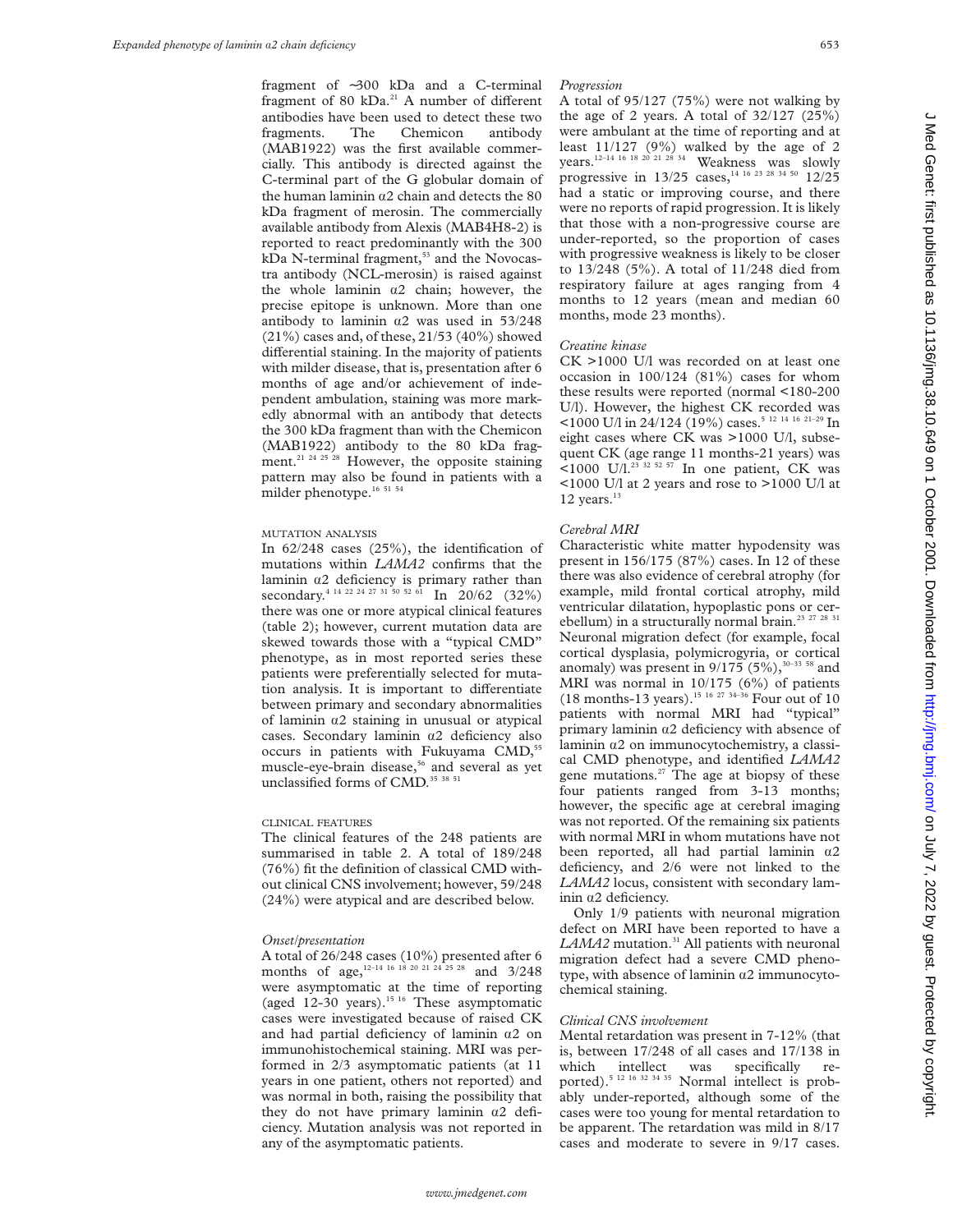fragment of ~300 kDa and a C-terminal fragment of 80 kDa.[21] A number of different antibodies have been used to detect these two fragments. The Chemicon antibody (MAB1922) was the first available commercially. This antibody is directed against the C-terminal part of the G globular domain of the human laminin α2 chain and detects the 80 kDa fragment of merosin. The commercially available antibody from Alexis (MAB4H8-2) is reported to react predominantly with the 300 kDa N-terminal fragment,[53] and the Novocastra antibody (NCL-merosin) is raised against the whole laminin α2 chain; however, the precise epitope is unknown. More than one antibody to laminin α2 was used in 53/248 (21%) cases and, of these, 21/53 (40%) showed differential staining. In the majority of patients with milder disease, that is, presentation after 6 months of age and/or achievement of independent ambulation, staining was more markedly abnormal with an antibody that detects the 300 kDa fragment than with the Chemicon (MAB1922) antibody to the 80 kDa fragment.[21 24 25 28] However, the opposite staining pattern may also be found in patients with a milder phenotype.[16 51 54]

### MUTATION ANALYSIS

In 62/248 cases (25%), the identification of mutations within *LAMA2* confirms that the laminin α2 deficiency is primary rather than secondary.[4 14 22 24 27 31 50 52 61] In 20/62 (32%) there was one or more atypical clinical features (table 2); however, current mutation data are skewed towards those with a "typical CMD" phenotype, as in most reported series these patients were preferentially selected for mutation analysis. It is important to differentiate between primary and secondary abnormalities of laminin α2 staining in unusual or atypical cases. Secondary laminin α2 deficiency also occurs in patients with Fukuyama CMD,[55] muscle-eye-brain disease,[56] and several as yet unclassified forms of CMD.[35 38 51]

### CLINICAL FEATURES

The clinical features of the 248 patients are summarised in table 2. A total of 189/248 (76%) fit the definition of classical CMD without clinical CNS involvement; however, 59/248 (24%) were atypical and are described below.

#### *Onset/presentation*

A total of 26/248 cases (10%) presented after 6 months of age,[12–14 16 18 20 21 24 25 28] and 3/248 were asymptomatic at the time of reporting (aged 12-30 years).[15 16] These asymptomatic cases were investigated because of raised CK and had partial deficiency of laminin α2 on immunohistochemical staining. MRI was performed in 2/3 asymptomatic patients (at 11 years in one patient, others not reported) and was normal in both, raising the possibility that they do not have primary laminin α2 deficiency. Mutation analysis was not reported in any of the asymptomatic patients.

#### *Progression*

A total of 95/127 (75%) were not walking by the age of 2 years. A total of 32/127 (25%) were ambulant at the time of reporting and at least 11/127 (9%) walked by the age of 2 years.[12–14 16 18 20 21 28 34] Weakness was slowly progressive in 13/25 cases,[14 16 23 28 34 50] 12/25 had a static or improving course, and there were no reports of rapid progression. It is likely that those with a non-progressive course are under-reported, so the proportion of cases with progressive weakness is likely to be closer to 13/248 (5%). A total of 11/248 died from respiratory failure at ages ranging from 4 months to 12 years (mean and median 60 months, mode 23 months).

#### *Creatine kinase*

CK >1000 U/l was recorded on at least one occasion in 100/124 (81%) cases for whom these results were reported (normal <180-200 U/l). However, the highest CK recorded was <1000 U/l in 24/124 (19%) cases.[5 12 14 16 21–29] In eight cases where CK was >1000 U/l, subsequent CK (age range 11 months-21 years) was <1000 U/l.[23 32 52 57] In one patient, CK was <1000 U/l at 2 years and rose to >1000 U/l at 12 years.[13]

#### *Cerebral MRI*

Characteristic white matter hypodensity was present in 156/175 (87%) cases. In 12 of these there was also evidence of cerebral atrophy (for example, mild frontal cortical atrophy, mild ventricular dilatation, hypoplastic pons or cerebellum) in a structurally normal brain.[23 27 28 31] Neuronal migration defect (for example, focal cortical dysplasia, polymicrogyria, or cortical anomaly) was present in 9/175 (5%),[30–33 58] and MRI was normal in 10/175 (6%) of patients (18 months-13 years).[15 16 27 34–36] Four out of 10 patients with normal MRI had "typical" primary laminin α2 deficiency with absence of laminin α2 on immunocytochemistry, a classical CMD phenotype, and identified *LAMA2* gene mutations.[27] The age at biopsy of these four patients ranged from 3-13 months; however, the specific age at cerebral imaging was not reported. Of the remaining six patients with normal MRI in whom mutations have not been reported, all had partial laminin α2 deficiency, and 2/6 were not linked to the *LAMA2* locus, consistent with secondary laminin α2 deficiency.

Only 1/9 patients with neuronal migration defect on MRI have been reported to have a *LAMA2* mutation.[31] All patients with neuronal migration defect had a severe CMD phenotype, with absence of laminin α2 immunocytochemical staining.

#### *Clinical CNS involvement*

Mental retardation was present in 7-12% (that is, between 17/248 of all cases and 17/138 in which intellect was specifically reported).[5 12 16 32 34 35] Normal intellect is probably under-reported, although some of the cases were too young for mental retardation to be apparent. The retardation was mild in 8/17 cases and moderate to severe in 9/17 cases.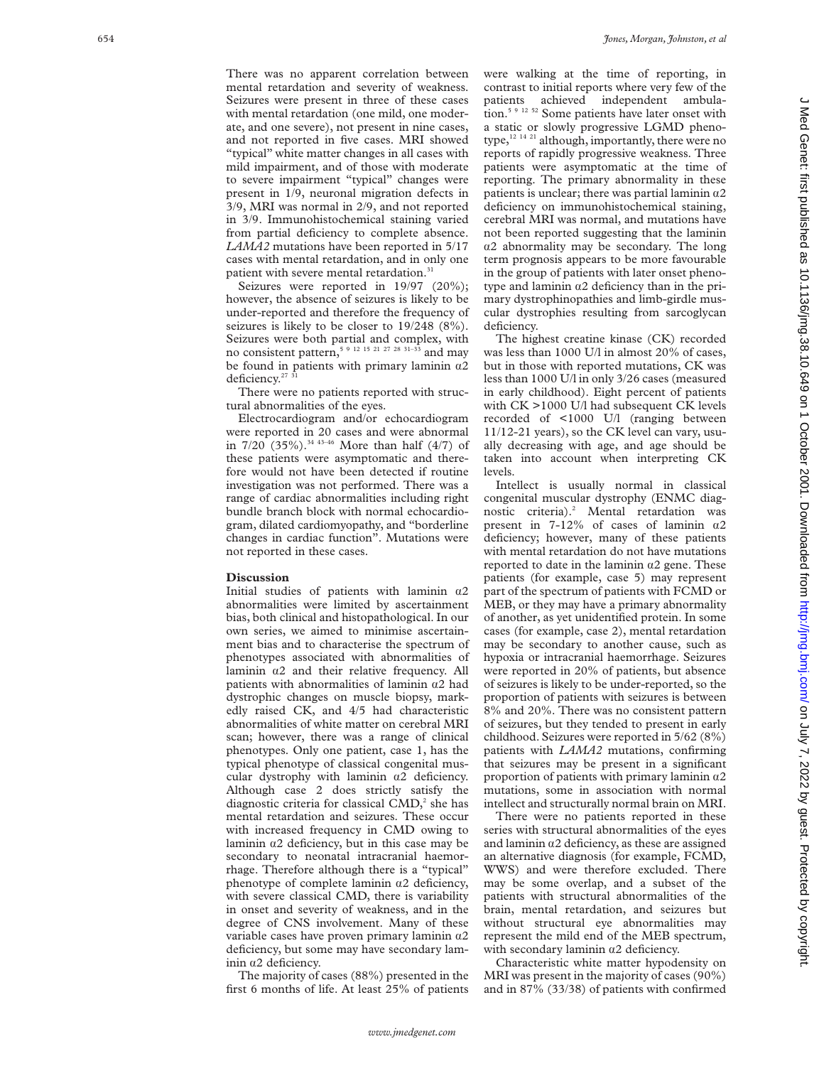There was no apparent correlation between mental retardation and severity of weakness. Seizures were present in three of these cases with mental retardation (one mild, one moderate, and one severe), not present in nine cases, and not reported in five cases. MRI showed "typical" white matter changes in all cases with mild impairment, and of those with moderate to severe impairment "typical" changes were present in 1/9, neuronal migration defects in 3/9, MRI was normal in 2/9, and not reported in 3/9. Immunohistochemical staining varied from partial deficiency to complete absence. *LAMA2* mutations have been reported in 5/17 cases with mental retardation, and in only one patient with severe mental retardation.[31]

Seizures were reported in 19/97 (20%); however, the absence of seizures is likely to be under-reported and therefore the frequency of seizures is likely to be closer to 19/248 (8%). Seizures were both partial and complex, with no consistent pattern,[5 9 12 15 21 27 28 31–33] and may be found in patients with primary laminin α2 deficiency.[27 31]

There were no patients reported with structural abnormalities of the eyes.

Electrocardiogram and/or echocardiogram were reported in 20 cases and were abnormal in 7/20 (35%).[34 43–46] More than half (4/7) of these patients were asymptomatic and therefore would not have been detected if routine investigation was not performed. There was a range of cardiac abnormalities including right bundle branch block with normal echocardiogram, dilated cardiomyopathy, and "borderline changes in cardiac function". Mutations were not reported in these cases.

## Discussion

Initial studies of patients with laminin α2 abnormalities were limited by ascertainment bias, both clinical and histopathological. In our own series, we aimed to minimise ascertainment bias and to characterise the spectrum of phenotypes associated with abnormalities of laminin α2 and their relative frequency. All patients with abnormalities of laminin α2 had dystrophic changes on muscle biopsy, markedly raised CK, and 4/5 had characteristic abnormalities of white matter on cerebral MRI scan; however, there was a range of clinical phenotypes. Only one patient, case 1, has the typical phenotype of classical congenital muscular dystrophy with laminin α2 deficiency. Although case 2 does strictly satisfy the diagnostic criteria for classical CMD,[2] she has mental retardation and seizures. These occur with increased frequency in CMD owing to laminin α2 deficiency, but in this case may be secondary to neonatal intracranial haemorrhage. Therefore although there is a "typical" phenotype of complete laminin α2 deficiency, with severe classical CMD, there is variability in onset and severity of weakness, and in the degree of CNS involvement. Many of these variable cases have proven primary laminin α2 deficiency, but some may have secondary laminin α2 deficiency.

The majority of cases (88%) presented in the first 6 months of life. At least 25% of patients were walking at the time of reporting, in contrast to initial reports where very few of the patients achieved independent ambulation.[5 9 12 52] Some patients have later onset with a static or slowly progressive LGMD phenotype,[12 14 21] although, importantly, there were no reports of rapidly progressive weakness. Three patients were asymptomatic at the time of reporting. The primary abnormality in these patients is unclear; there was partial laminin α2 deficiency on immunohistochemical staining, cerebral MRI was normal, and mutations have not been reported suggesting that the laminin α2 abnormality may be secondary. The long term prognosis appears to be more favourable in the group of patients with later onset phenotype and laminin α2 deficiency than in the primary dystrophinopathies and limb-girdle muscular dystrophies resulting from sarcoglycan deficiency.

The highest creatine kinase (CK) recorded was less than 1000 U/l in almost 20% of cases, but in those with reported mutations, CK was less than 1000 U/l in only 3/26 cases (measured in early childhood). Eight percent of patients with CK >1000 U/l had subsequent CK levels recorded of <1000 U/l (ranging between 11/12-21 years), so the CK level can vary, usually decreasing with age, and age should be taken into account when interpreting CK levels.

Intellect is usually normal in classical congenital muscular dystrophy (ENMC diagnostic criteria).[2] Mental retardation was present in 7-12% of cases of laminin α2 deficiency; however, many of these patients with mental retardation do not have mutations reported to date in the laminin α2 gene. These patients (for example, case 5) may represent part of the spectrum of patients with FCMD or MEB, or they may have a primary abnormality of another, as yet unidentified protein. In some cases (for example, case 2), mental retardation may be secondary to another cause, such as hypoxia or intracranial haemorrhage. Seizures were reported in 20% of patients, but absence of seizures is likely to be under-reported, so the proportion of patients with seizures is between 8% and 20%. There was no consistent pattern of seizures, but they tended to present in early childhood. Seizures were reported in 5/62 (8%) patients with *LAMA2* mutations, confirming that seizures may be present in a significant proportion of patients with primary laminin α2 mutations, some in association with normal intellect and structurally normal brain on MRI.

There were no patients reported in these series with structural abnormalities of the eyes and laminin α2 deficiency, as these are assigned an alternative diagnosis (for example, FCMD, WWS) and were therefore excluded. There may be some overlap, and a subset of the patients with structural abnormalities of the brain, mental retardation, and seizures but without structural eye abnormalities may represent the mild end of the MEB spectrum, with secondary laminin α2 deficiency.

Characteristic white matter hypodensity on MRI was present in the majority of cases (90%) and in 87% (33/38) of patients with confirmed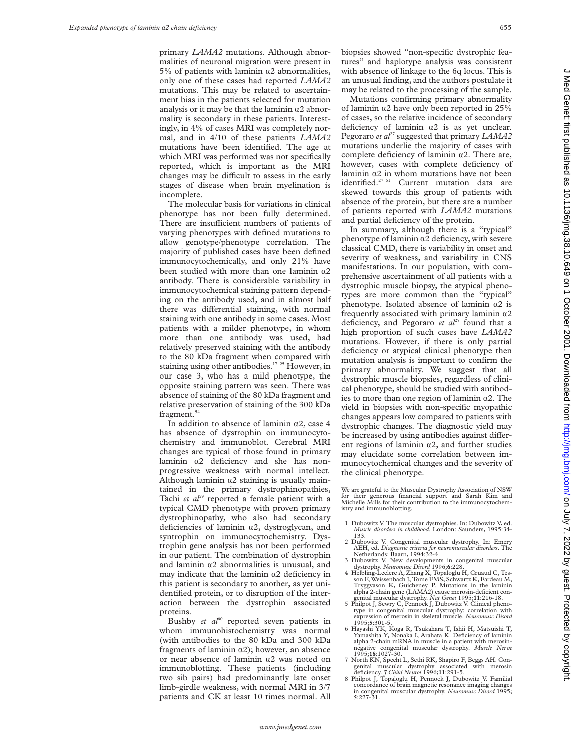primary *LAMA2* mutations. Although abnormalities of neuronal migration were present in 5% of patients with laminin α2 abnormalities, only one of these cases had reported *LAMA2* mutations. This may be related to ascertainment bias in the patients selected for mutation analysis or it may be that the laminin α2 abnormality is secondary in these patients. Interestingly, in 4% of cases MRI was completely normal, and in 4/10 of these patients *LAMA2* mutations have been identified. The age at which MRI was performed was not specifically reported, which is important as the MRI changes may be difficult to assess in the early stages of disease when brain myelination is incomplete.

The molecular basis for variations in clinical phenotype has not been fully determined. There are insufficient numbers of patients of varying phenotypes with defined mutations to allow genotype/phenotype correlation. The majority of published cases have been defined immunocytochemically, and only 21% have been studied with more than one laminin α2 antibody. There is considerable variability in immunocytochemical staining pattern depending on the antibody used, and in almost half there was differential staining, with normal staining with one antibody in some cases. Most patients with a milder phenotype, in whom more than one antibody was used, had relatively preserved staining with the antibody to the 80 kDa fragment when compared with staining using other antibodies.[17 25] However, in our case 3, who has a mild phenotype, the opposite staining pattern was seen. There was absence of staining of the 80 kDa fragment and relative preservation of staining of the 300 kDa fragment.[54]

In addition to absence of laminin α2, case 4 has absence of dystrophin on immunocytochemistry and immunoblot. Cerebral MRI changes are typical of those found in primary laminin α2 deficiency and she has non-progressive weakness with normal intellect. Although laminin α2 staining is usually maintained in the primary dystrophinopathies, Tachi *et al*[59] reported a female patient with a typical CMD phenotype with proven primary dystrophinopathy, who also had secondary deficiencies of laminin α2, dystroglycan, and syntrophin on immunocytochemistry. Dystrophin gene analysis has not been performed in our patient. The combination of dystrophin and laminin α2 abnormalities is unusual, and may indicate that the laminin α2 deficiency in this patient is secondary to another, as yet unidentified protein, or to disruption of the interaction between the dystrophin associated proteins.

Bushby *et al*[60] reported seven patients in whom immunohistochemistry was normal (with antibodies to the 80 kDa and 300 kDa fragments of laminin α2); however, an absence or near absence of laminin α2 was noted on immunoblotting. These patients (including two sib pairs) had predominantly late onset limb-girdle weakness, with normal MRI in 3/7 patients and CK at least 10 times normal. All biopsies showed "non-specific dystrophic features" and haplotype analysis was consistent with absence of linkage to the 6q locus. This is an unusual finding, and the authors postulate it may be related to the processing of the sample.

Mutations confirming primary abnormality of laminin α2 have only been reported in 25% of cases, so the relative incidence of secondary deficiency of laminin α2 is as yet unclear. Pegoraro *et al*[27] suggested that primary *LAMA2* mutations underlie the majority of cases with complete deficiency of laminin α2. There are, however, cases with complete deficiency of laminin α2 in whom mutations have not been identified.[27 61] Current mutation data are skewed towards this group of patients with absence of the protein, but there are a number of patients reported with *LAMA2* mutations and partial deficiency of the protein.

In summary, although there is a "typical" phenotype of laminin α2 deficiency, with severe classical CMD, there is variability in onset and severity of weakness, and variability in CNS manifestations. In our population, with comprehensive ascertainment of all patients with a dystrophic muscle biopsy, the atypical phenotypes are more common than the "typical" phenotype. Isolated absence of laminin α2 is frequently associated with primary laminin α2 deficiency, and Pegoraro *et al*[27] found that a high proportion of such cases have *LAMA2* mutations. However, if there is only partial deficiency or atypical clinical phenotype then mutation analysis is important to confirm the primary abnormality. We suggest that all dystrophic muscle biopsies, regardless of clinical phenotype, should be studied with antibodies to more than one region of laminin α2. The yield in biopsies with non-specific myopathic changes appears low compared to patients with dystrophic changes. The diagnostic yield may be increased by using antibodies against different regions of laminin α2, and further studies may elucidate some correlation between immunocytochemical changes and the severity of the clinical phenotype.

We are grateful to the Muscular Dystrophy Association of NSW for their generous financial support and Sarah Kim and Michelle Mills for their contribution to the immunocytochemistry and immunoblotting.

1 Dubowitz V. The muscular dystrophies. In: Dubowitz V, ed. *Muscle disorders in childhood*. London: Saunders, 1995:34-133.
2 Dubowitz V. Congenital muscular dystrophy. In: Emery AEH, ed. *Diagnostic criteria for neuromuscular disorders*. The Netherlands: Baarn, 1994:32-4.
3 Dubowitz V. New developments in congenital muscular dystrophy. *Neuromusc Disord* 1996;**6**:228.
4 Helbling-Leclerc A, Zhang X, Topaloglu H, Cruaud C, Tesson F, Weissenbach J, Tome FMS, Schwartz K, Fardeau M, Tryggvason K, Guicheney P. Mutations in the laminin alpha 2-chain gene (LAMA2) cause merosin-deficient congenital muscular dystrophy. *Nat Genet* 1995;**11**:216-18.
5 Philpot J, Sewry C, Pennock J, Dubowitz V. Clinical phenotype in congenital muscular dystrophy: correlation with expression of merosin in skeletal muscle. *Neuromusc Disord* 1995;**5**:301-5.
6 Hayashi YK, Koga R, Tsukahara T, Ishii H, Matsuishi T, Yamashita Y, Nonaka I, Arahata K. Deficiency of laminin alpha 2-chain mRNA in muscle in a patient with merosin-negative congenital muscular dystrophy. *Muscle Nerve* 1995;**18**:1027-30.
7 North KN, Specht L, Sethi RK, Shapiro F, Beggs AH. Congenital muscular dystrophy associated with merosin deficiency. *J Child Neurol* 1996;**11**:291-5.
8 Philpot J, Topaloglu H, Pennock J, Dubowitz V. Familial concordance of brain magnetic resonance imaging changes in congenital muscular dystrophy. *Neuromusc Disord* 1995;**5**:227-31.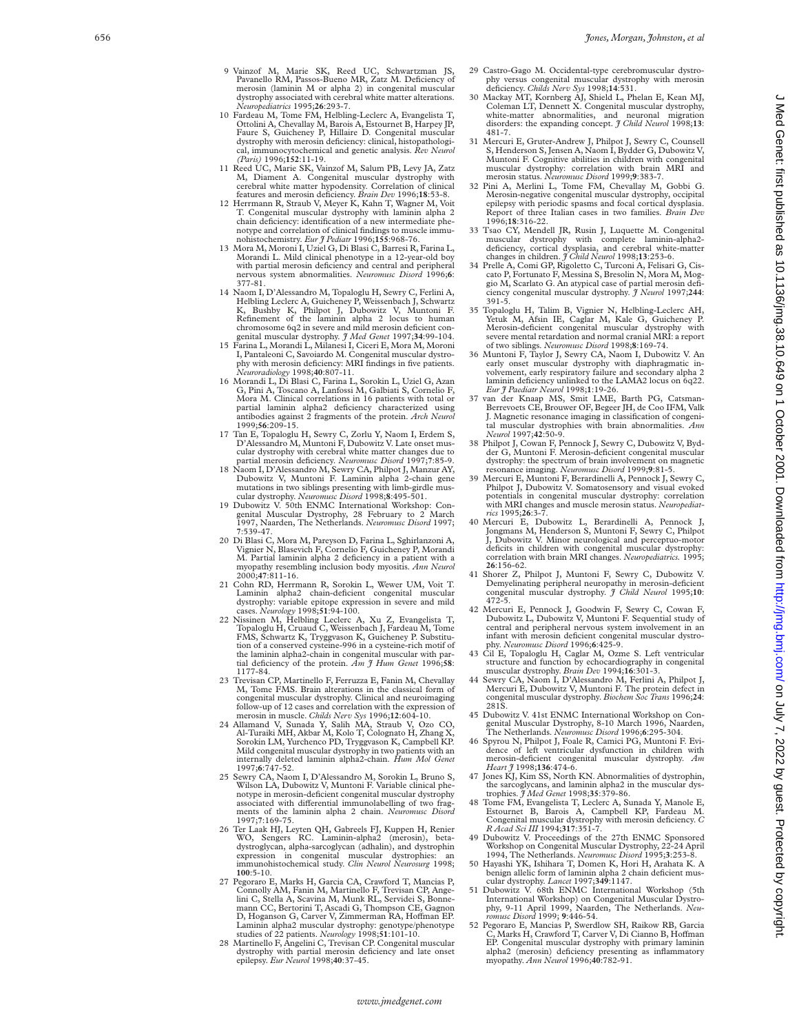9 Vainzof M, Marie SK, Reed UC, Schwartzman JS, Pavanello RM, Passos-Bueno MR, Zatz M. Deficiency of merosin (laminin M or alpha 2) in congenital muscular dystrophy associated with cerebral white matter alterations. *Neuropediatrics* 1995;**26**:293-7.

10 Fardeau M, Tome FM, Helbling-Leclerc A, Evangelista T, Ottolini A, Chevallay M, Barois A, Estournet B, Harpey JP, Faure S, Guicheney P, Hillaire D. Congenital muscular dystrophy with merosin deficiency: clinical, histopathological, immunocytochemical and genetic analysis. *Rev Neurol (Paris)* 1996;**152**:11-19.

11 Reed UC, Marie SK, Vainzof M, Salum PB, Levy JA, Zatz M, Diament A. Congenital muscular dystrophy with cerebral white matter hypodensity. Correlation of clinical features and merosin deficiency. *Brain Dev* 1996;**18**:53-8.

12 Herrmann R, Straub V, Meyer K, Kahn T, Wagner M, Voit T. Congenital muscular dystrophy with laminin alpha 2 chain deficiency: identification of a new intermediate phenotype and correlation of clinical findings to muscle immunohistochemistry. *Eur J Pediatr* 1996;**155**:968-76.

13 Mora M, Moroni I, Uziel G, Di Blasi C, Barresi R, Farina L, Morandi L. Mild clinical phenotype in a 12-year-old boy with partial merosin deficiency and central and peripheral nervous system abnormalities. *Neuromusc Disord* 1996;**6**:377-81.

14 Naom I, D'Alessandro M, Topaloglu H, Sewry C, Ferlini A, Helbling Leclerc A, Guicheney P, Weissenbach J, Schwartz K, Bushby K, Philpot J, Dubowitz V, Muntoni F. Refinement of the laminin alpha 2 locus to human chromosome 6q2 in severe and mild merosin deficient congenital muscular dystrophy. *J Med Genet* 1997;**34**:99-104.

15 Farina L, Morandi L, Milanesi I, Ciceri E, Mora M, Moroni I, Pantaleoni C, Savoiardo M. Congenital muscular dystrophy with merosin deficiency: MRI findings in five patients. *Neuroradiology* 1998;**40**:807-11.

16 Morandi L, Di Blasi C, Farina L, Sorokin L, Uziel G, Azan G, Pini A, Toscano A, Lanfossi M, Galbiati S, Cornelio F, Mora M. Clinical correlations in 16 patients with total or partial laminin alpha2 deficiency characterized using antibodies against 2 fragments of the protein. *Arch Neurol* 1999;**56**:209-15.

17 Tan E, Topaloglu H, Sewry C, Zorlu Y, Naom I, Erdem S, D'Alessandro M, Muntoni F, Dubowitz V. Late onset muscular dystrophy with cerebral white matter changes due to partial merosin deficiency. *Neuromusc Disord* 1997;**7**:85-9.

18 Naom I, D'Alessandro M, Sewry CA, Philpot J, Manzur AY, Dubowitz V, Muntoni F. Laminin alpha 2-chain gene mutations in two siblings presenting with limb-girdle muscular dystrophy. *Neuromusc Disord* 1998;**8**:495-501.

19 Dubowitz V. 50th ENMC International Workshop: Congenital Muscular Dystrophy, 28 February to 2 March 1997, Naarden, The Netherlands. *Neuromusc Disord* 1997;**7**:539-47.

20 Di Blasi C, Mora M, Pareyson D, Farina L, Sghirlanzoni A, Vignier N, Blasevich F, Cornelio F, Guicheney P, Morandi M. Partial laminin alpha 2 deficiency in a patient with a myopathy resembling inclusion body myositis. *Ann Neurol* 2000;**47**:811-16.

21 Cohn RD, Herrmann R, Sorokin L, Wewer UM, Voit T. Laminin alpha2 chain-deficient congenital muscular dystrophy: variable epitope expression in severe and mild cases. *Neurology* 1998;**51**:94-100.

22 Nissinen M, Helbling Leclerc A, Xu Z, Evangelista T, Topaloglu H, Cruaud C, Weissenbach J, Fardeau M, Tome FMS, Schwartz K, Tryggvason K, Guicheney P. Substitution of a conserved cysteine-996 in a cysteine-rich motif of the laminin alpha2-chain in congenital muscular with partial deficiency of the protein. *Am J Hum Genet* 1996;**58**:1177-84.

23 Trevisan CP, Martinello F, Ferruzza E, Fanin M, Chevallay M, Tome FMS. Brain alterations in the classical form of congenital muscular dystrophy. Clinical and neuroimaging follow-up of 12 cases and correlation with the expression of merosin in muscle. *Childs Nerv Sys* 1996;**12**:604-10.

24 Allamand V, Sunada Y, Salih MA, Straub V, Ozo CO, Al-Turaiki MH, Akbar M, Kolo T, Colognato H, Zhang X, Sorokin LM, Yurchenco PD, Tryggvason K, Campbell KP. Mild congenital muscular dystrophy in two patients with an internally deleted laminin alpha2-chain. *Hum Mol Genet* 1997;**6**:747-52.

25 Sewry CA, Naom I, D'Alessandro M, Sorokin L, Bruno S, Wilson LA, Dubowitz V, Muntoni F. Variable clinical phenotype in merosin-deficient congenital muscular dystrophy associated with differential immunolabelling of two fragments of the laminin alpha 2 chain. *Neuromusc Disord* 1997;**7**:169-75.

26 Ter Laak HJ, Leyten QH, Gabreels FJ, Kuppen H, Renier WO, Sengers RC. Laminin-alpha2 (merosin), beta-dystroglycan, alpha-sarcoglycan (adhalin), and dystrophin expression in congenital muscular dystrophies: an immunohistochemical study. *Clin Neurol Neurosurg* 1998;**100**:5-10.

27 Pegoraro E, Marks H, Garcia CA, Crawford T, Mancias P, Connolly AM, Fanin M, Martinello F, Trevisan CP, Angelini C, Stella A, Scavina M, Munk RL, Servidei S, Bonnemann CC, Bertorini T, Ascadi G, Thompson CE, Gagnon D, Hoganson G, Carver V, Zimmerman RA, Hoffman EP. Laminin alpha2 muscular dystrophy: genotype/phenotype studies of 22 patients. *Neurology* 1998;**51**:101-10.

28 Martinello F, Angelini C, Trevisan CP. Congenital muscular dystrophy with partial merosin deficiency and late onset epilepsy. *Eur Neurol* 1998;**40**:37-45.

29 Castro-Gago M. Occidental-type cerebromuscular dystrophy versus congenital muscular dystrophy with merosin deficiency. *Childs Nerv Sys* 1998;**14**:531.

30 Mackay MT, Kornberg AJ, Shield L, Phelan E, Kean MJ, Coleman LT, Dennett X. Congenital muscular dystrophy, white-matter abnormalities, and neuronal migration disorders: the expanding concept. *J Child Neurol* 1998;**13**:481-7.

31 Mercuri E, Gruter-Andrew J, Philpot J, Sewry C, Counsell S, Henderson S, Jensen A, Naom I, Bydder G, Dubowitz V, Muntoni F. Cognitive abilities in children with congenital muscular dystrophy: correlation with brain MRI and merosin status. *Neuromusc Disord* 1999;**9**:383-7.

32 Pini A, Merlini L, Tome FM, Chevallay M, Gobbi G. Merosin-negative congenital muscular dystrophy, occipital epilepsy with periodic spasms and focal cortical dysplasia. Report of three Italian cases in two families. *Brain Dev* 1996;**18**:316-22.

33 Tsao CY, Mendell JR, Rusin J, Luquette M. Congenital muscular dystrophy with complete laminin-alpha2-deficiency, cortical dysplasia, and cerebral white-matter changes in children. *J Child Neurol* 1998;**13**:253-6.

34 Prelle A, Comi GP, Rigoletto C, Turconi A, Felisari G, Ciscato P, Fortunato F, Messina S, Bresolin N, Mora M, Moggio M, Scarlato G. An atypical case of partial merosin deficiency congenital muscular dystrophy. *J Neurol* 1997;**244**:391-5.

35 Topaloglu H, Talim B, Vignier N, Helbling-Leclerc AH, Yetuk M, Afsin IE, Caglar M, Kale G, Guicheney P. Merosin-deficient congenital muscular dystrophy with severe mental retardation and normal cranial MRI: a report of two siblings. *Neuromusc Disord* 1998;**8**:169-74.

36 Muntoni F, Taylor J, Sewry CA, Naom I, Dubowitz V. An early onset muscular dystrophy with diaphragmatic involvement, early respiratory failure and secondary alpha 2 laminin deficiency unlinked to the LAMA2 locus on 6q22. *Eur J Paediatr Neurol* 1998;**1**:19-26.

37 van der Knaap MS, Smit LME, Barth PG, Catsman-Berrevoets CE, Brouwer OF, Begeer JH, de Coo IFM, Valk J. Magnetic resonance imaging in classification of congenital muscular dystrophies with brain abnormalities. *Ann Neurol* 1997;**42**:50-9.

38 Philpot J, Cowan F, Pennock J, Sewry C, Dubowitz V, Bydder G, Muntoni F. Merosin-deficient congenital muscular dystrophy: the spectrum of brain involvement on magnetic resonance imaging. *Neuromusc Disord* 1999;**9**:81-5.

39 Mercuri E, Muntoni F, Berardinelli A, Pennock J, Sewry C, Philpot J, Dubowitz V. Somatosensory and visual evoked potentials in congenital muscular dystrophy: correlation with MRI changes and muscle merosin status. *Neuropediatrics* 1995;**26**:3-7.

40 Mercuri E, Dubowitz L, Berardinelli A, Pennock J, Jongmans M, Henderson S, Muntoni F, Sewry C, Philpot J, Dubowitz V. Minor neurological and perceptuo-motor deficits in children with congenital muscular dystrophy: correlation with brain MRI changes. *Neuropediatrics.* 1995;**26**:156-62.

41 Shorer Z, Philpot J, Muntoni F, Sewry C, Dubowitz V. Demyelinating peripheral neuropathy in merosin-deficient congenital muscular dystrophy. *J Child Neurol* 1995;**10**:472-5.

42 Mercuri E, Pennock J, Goodwin F, Sewry C, Cowan F, Dubowitz L, Dubowitz V, Muntoni F. Sequential study of central and peripheral nervous system involvement in an infant with merosin deficient congenital muscular dystrophy. *Neuromusc Disord* 1996;**6**:425-9.

43 Cil E, Topaloglu H, Caglar M, Ozme S. Left ventricular structure and function by echocardiography in congenital muscular dystrophy. *Brain Dev* 1994;**16**:301-3.

44 Sewry CA, Naom I, D'Alessandro M, Ferlini A, Philpot J, Mercuri E, Dubowitz V, Muntoni F. The protein defect in congenital muscular dystrophy. *Biochem Soc Trans* 1996;**24**:281S.

45 Dubowitz V. 41st ENMC International Workshop on Congenital Muscular Dystrophy, 8-10 March 1996, Naarden, The Netherlands. *Neuromusc Disord* 1996;**6**:295-304.

46 Spyrou N, Philpot J, Foale R, Camici PG, Muntoni F. Evidence of left ventricular dysfunction in children with merosin-deficient congenital muscular dystrophy. *Am Heart J* 1998;**136**:474-6.

47 Jones KJ, Kim SS, North KN. Abnormalities of dystrophin, the sarcoglycans, and laminin alpha2 in the muscular dystrophies. *J Med Genet* 1998;**35**:379-86.

48 Tome FM, Evangelista T, Leclerc A, Sunada Y, Manole E, Estournet B, Barois A, Campbell KP, Fardeau M. Congenital muscular dystrophy with merosin deficiency. *C R Acad Sci III* 1994;**317**:351-7.

49 Dubowitz V. Proceedings of the 27th ENMC Sponsored Workshop on Congenital Muscular Dystrophy, 22-24 April 1994, The Netherlands. *Neuromusc Disord* 1995;**3**:253-8.

50 Hayashi YK, Ishihara T, Domen K, Hori H, Arahata K. A benign allelic form of laminin alpha 2 chain deficient muscular dystrophy. *Lancet* 1997;**349**:1147.

51 Dubowitz V. 68th ENMC International Workshop (5th International Workshop) on Congenital Muscular Dystrophy, 9-11 April 1999, Naarden, The Netherlands. *Neuromusc Disord* 1999; **9**:446-54.

52 Pegoraro E, Mancias P, Swerdlow SH, Raikow RB, Garcia C, Marks H, Crawford T, Carver V, Di Cianno B, Hoffman EP. Congenital muscular dystrophy with primary laminin alpha2 (merosin) deficiency presenting as inflammatory myopathy. *Ann Neurol* 1996;**40**:782-91.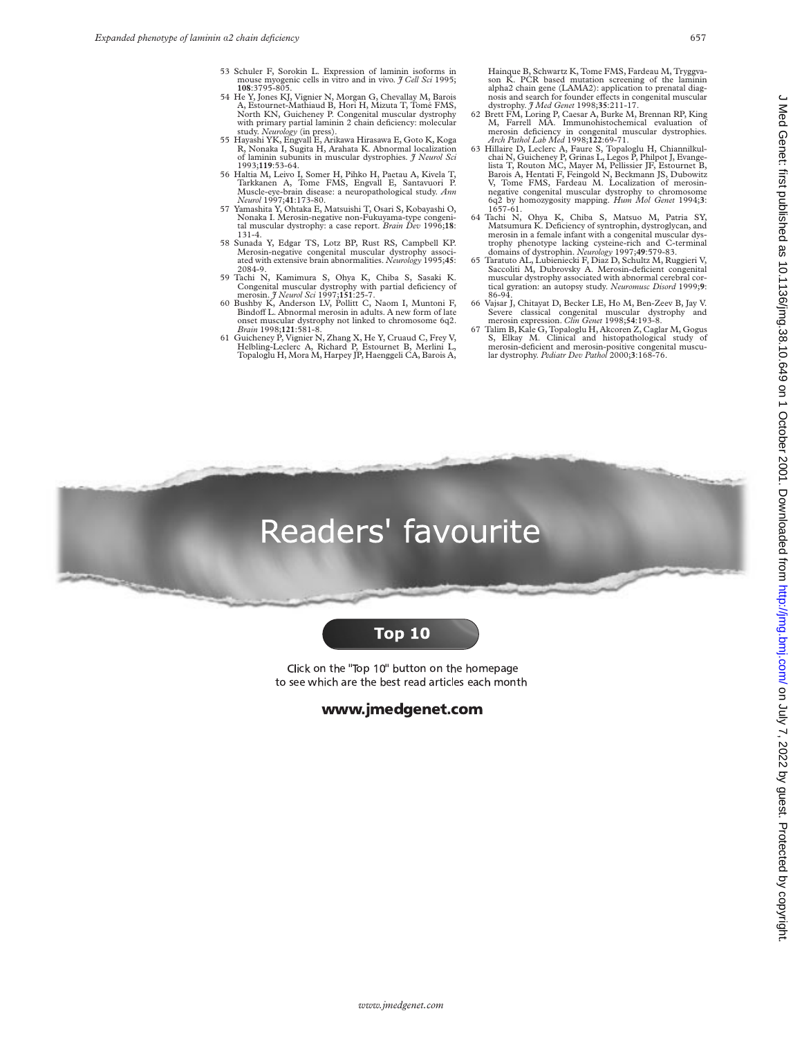53 Schuler F, Sorokin L. Expression of laminin isoforms in mouse myogenic cells in vitro and in vivo. *J Cell Sci* 1995; **108**:3795-805.

54 He Y, Jones KJ, Vignier N, Morgan G, Chevallay M, Barois A, Estournet-Mathiaud B, Hori H, Mizuta T, Tomé FMS, North KN, Guicheney P. Congenital muscular dystrophy with primary partial laminin 2 chain deficiency: molecular study. *Neurology* (in press).

55 Hayashi YK, Engvall E, Arikawa Hirasawa E, Goto K, Koga R, Nonaka I, Sugita H, Arahata K. Abnormal localization of laminin subunits in muscular dystrophies. *J Neurol Sci* 1993;**119**:53-64.

56 Haltia M, Leivo I, Somer H, Pihko H, Paetau A, Kivela T, Tarkkanen A, Tome FMS, Engvall E, Santavuori P. Muscle-eye-brain disease: a neuropathological study. *Ann Neurol* 1997;**41**:173-80.

57 Yamashita Y, Ohtaka E, Matsuishi T, Osari S, Kobayashi O, Nonaka I. Merosin-negative non-Fukuyama-type congenital muscular dystrophy: a case report. *Brain Dev* 1996;**18**: 131-4.

58 Sunada Y, Edgar TS, Lotz BP, Rust RS, Campbell KP. Merosin-negative congenital muscular dystrophy associated with extensive brain abnormalities. *Neurology* 1995;**45**: 2084-9.

59 Tachi N, Kamimura S, Ohya K, Chiba S, Sasaki K. Congenital muscular dystrophy with partial deficiency of merosin. *J Neurol Sci* 1997;**151**:25-7.

60 Bushby K, Anderson LV, Pollitt C, Naom I, Muntoni F, Bindoff L. Abnormal merosin in adults. A new form of late onset muscular dystrophy not linked to chromosome 6q2. *Brain* 1998;**121**:581-8.

61 Guicheney P, Vignier N, Zhang X, He Y, Cruaud C, Frey V, Helbling-Leclerc A, Richard P, Estournet B, Merlini L, Topaloglu H, Mora M, Harpey JP, Haenggeli CA, Barois A, Hainque B, Schwartz K, Tome FMS, Fardeau M, Tryggvason K. PCR based mutation screening of the laminin alpha2 chain gene (LAMA2): application to prenatal diagnosis and search for founder effects in congenital muscular dystrophy. *J Med Genet* 1998;**35**:211-17.

62 Brett FM, Loring P, Caesar A, Burke M, Brennan RP, King M, Farrell MA. Immunohistochemical evaluation of merosin deficiency in congenital muscular dystrophies. *Arch Pathol Lab Med* 1998;**122**:69-71.

63 Hillaire D, Leclerc A, Faure S, Topaloglu H, Chiannilkulchai N, Guicheney P, Grinas L, Legos P, Philpot J, Evangelista T, Routon MC, Mayer M, Pellissier JF, Estournet B, Barois A, Hentati F, Feingold N, Beckmann JS, Dubowitz V, Tome FMS, Fardeau M. Localization of merosin-negative congenital muscular dystrophy to chromosome 6q2 by homozygosity mapping. *Hum Mol Genet* 1994;**3**: 1657-61.

64 Tachi N, Ohya K, Chiba S, Matsuo M, Patria SY, Matsumura K. Deficiency of syntrophin, dystroglycan, and merosin in a female infant with a congenital muscular dystrophy phenotype lacking cysteine-rich and C-terminal domains of dystrophin. *Neurology* 1997;**49**:579-83.

65 Taratuto AL, Lubieniecki F, Diaz D, Schultz M, Ruggieri V, Saccoliti M, Dubrovsky A. Merosin-deficient congenital muscular dystrophy associated with abnormal cerebral cortical gyration: an autopsy study. *Neuromusc Disord* 1999;**9**: 86-94.

66 Vajsar J, Chitayat D, Becker LE, Ho M, Ben-Zeev B, Jay V. Severe classical congenital muscular dystrophy and merosin expression. *Clin Genet* 1998;**54**:193-8.

67 Talim B, Kale G, Topaloglu H, Akcoren Z, Caglar M, Gogus S, Elkay M. Clinical and histopathological study of merosin-deficient and merosin-positive congenital muscular dystrophy. *Pediatr Dev Pathol* 2000;**3**:168-76.

Readers' favourite

Top 10

Click on the "Top 10" button on the homepage to see which are the best read articles each month

**www.jmedgenet.com**